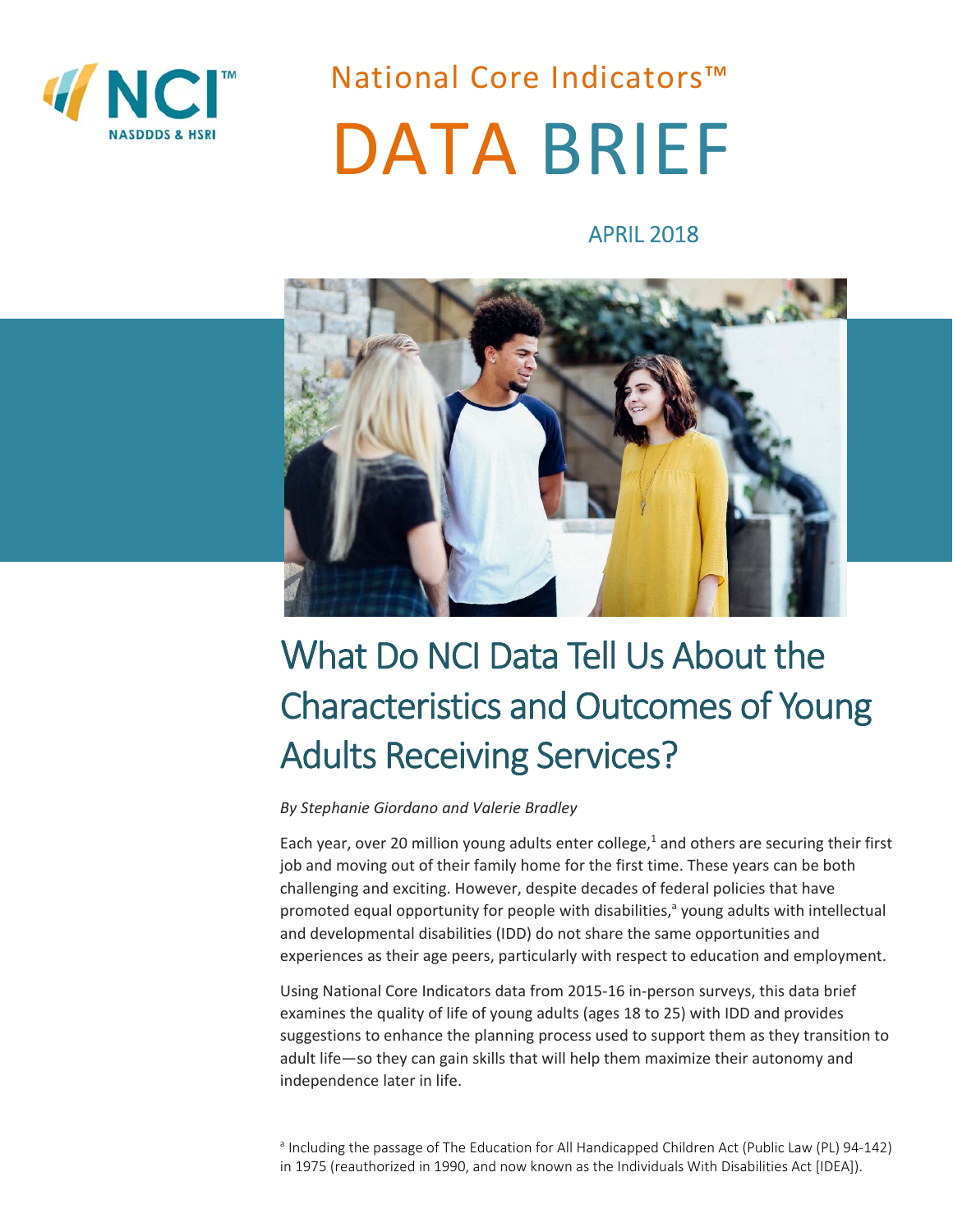# National Core Indicators™ DATA BRIEF

APRIL 2018

## What Do NCI Data Tell Us About the Characteristics and Outcomes of Young Adults Receiving Services?

*By Stephanie Giordano and Valerie Bradley*

Each year, over 20 million young adults enter college,[1] and others are securing their first job and moving out of their family home for the first time. These years can be both challenging and exciting. However, despite decades of federal policies that have promoted equal opportunity for people with disabilities,[a] young adults with intellectual and developmental disabilities (IDD) do not share the same opportunities and experiences as their age peers, particularly with respect to education and employment.

Using National Core Indicators data from 2015-16 in-person surveys, this data brief examines the quality of life of young adults (ages 18 to 25) with IDD and provides suggestions to enhance the planning process used to support them as they transition to adult life—so they can gain skills that will help them maximize their autonomy and independence later in life.

[a] Including the passage of The Education for All Handicapped Children Act (Public Law (PL) 94-142) in 1975 (reauthorized in 1990, and now known as the Individuals With Disabilities Act [IDEA]).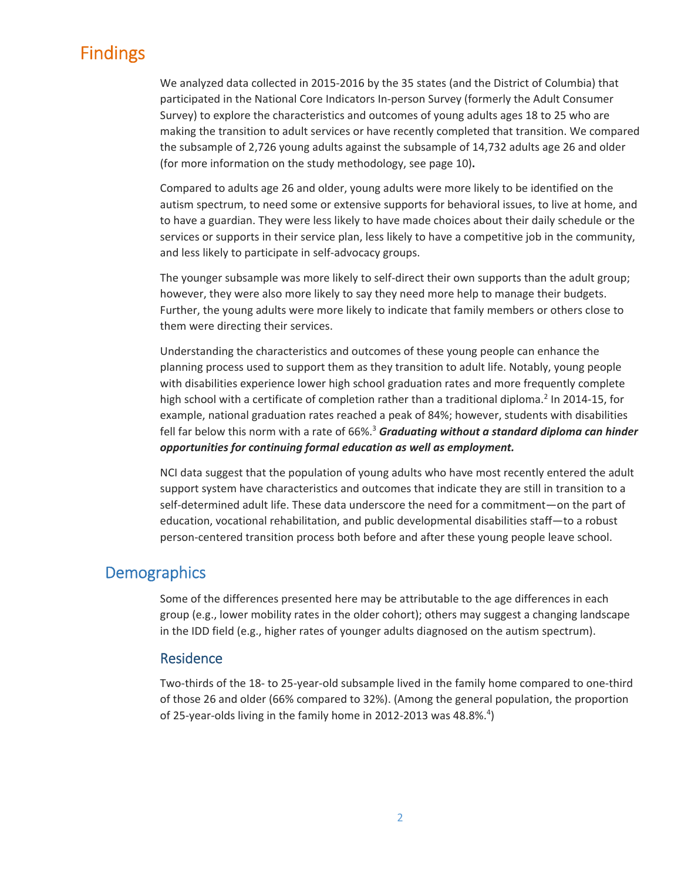# Findings

We analyzed data collected in 2015-2016 by the 35 states (and the District of Columbia) that participated in the National Core Indicators In-person Survey (formerly the Adult Consumer Survey) to explore the characteristics and outcomes of young adults ages 18 to 25 who are making the transition to adult services or have recently completed that transition. We compared the subsample of 2,726 young adults against the subsample of 14,732 adults age 26 and older (for more information on the study methodology, see page 10).

Compared to adults age 26 and older, young adults were more likely to be identified on the autism spectrum, to need some or extensive supports for behavioral issues, to live at home, and to have a guardian. They were less likely to have made choices about their daily schedule or the services or supports in their service plan, less likely to have a competitive job in the community, and less likely to participate in self-advocacy groups.

The younger subsample was more likely to self-direct their own supports than the adult group; however, they were also more likely to say they need more help to manage their budgets. Further, the young adults were more likely to indicate that family members or others close to them were directing their services.

Understanding the characteristics and outcomes of these young people can enhance the planning process used to support them as they transition to adult life. Notably, young people with disabilities experience lower high school graduation rates and more frequently complete high school with a certificate of completion rather than a traditional diploma.[2] In 2014-15, for example, national graduation rates reached a peak of 84%; however, students with disabilities fell far below this norm with a rate of 66%.[3] ***Graduating without a standard diploma can hinder opportunities for continuing formal education as well as employment.***

NCI data suggest that the population of young adults who have most recently entered the adult support system have characteristics and outcomes that indicate they are still in transition to a self-determined adult life. These data underscore the need for a commitment—on the part of education, vocational rehabilitation, and public developmental disabilities staff—to a robust person-centered transition process both before and after these young people leave school.

## Demographics

Some of the differences presented here may be attributable to the age differences in each group (e.g., lower mobility rates in the older cohort); others may suggest a changing landscape in the IDD field (e.g., higher rates of younger adults diagnosed on the autism spectrum).

### Residence

Two-thirds of the 18- to 25-year-old subsample lived in the family home compared to one-third of those 26 and older (66% compared to 32%). (Among the general population, the proportion of 25-year-olds living in the family home in 2012-2013 was 48.8%.[4])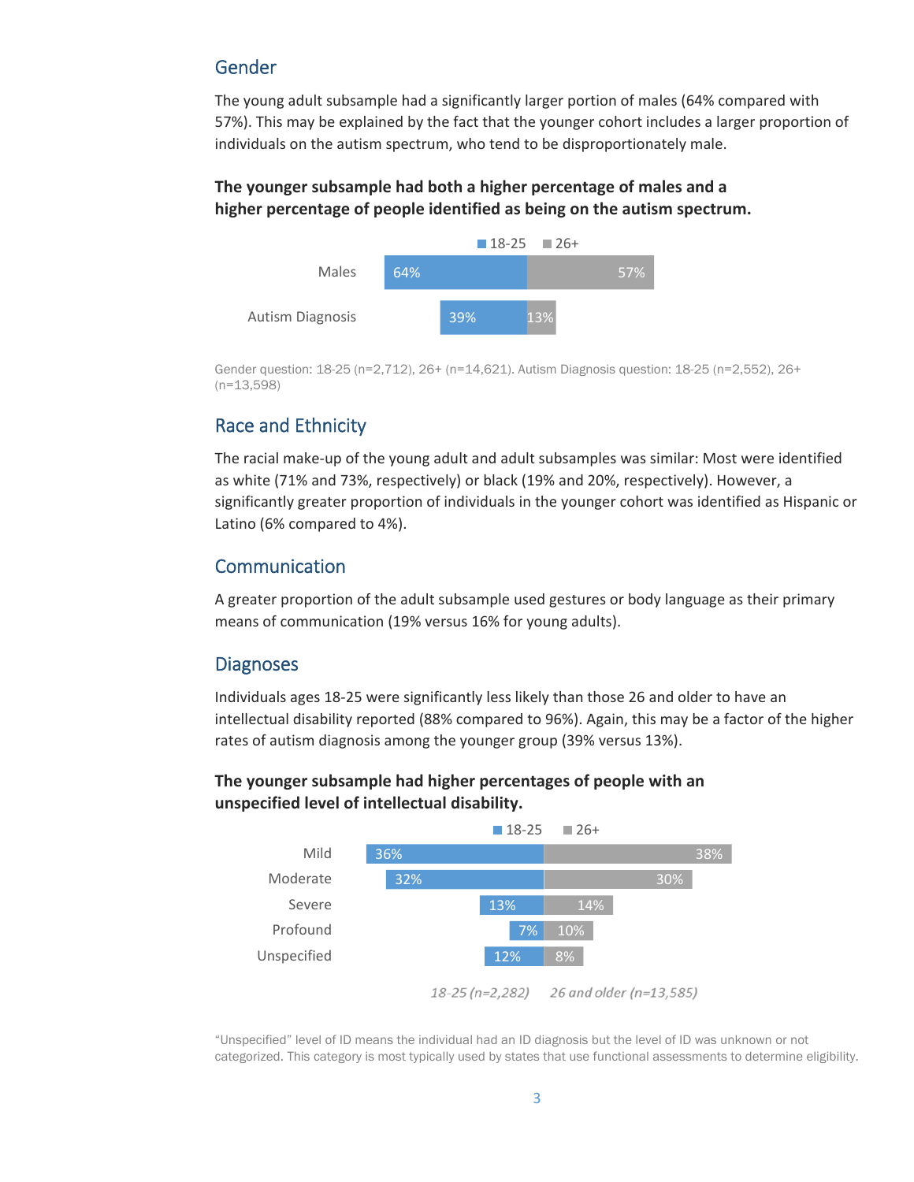## Gender

The young adult subsample had a significantly larger portion of males (64% compared with 57%). This may be explained by the fact that the younger cohort includes a larger proportion of individuals on the autism spectrum, who tend to be disproportionately male.

**The younger subsample had both a higher percentage of males and a higher percentage of people identified as being on the autism spectrum.**

| | 18-25 | 26+ |
|---|---|---|
| Males | 64% | 57% |
| Autism Diagnosis | 39% | 13% |

Gender question: 18-25 (n=2,712), 26+ (n=14,621). Autism Diagnosis question: 18-25 (n=2,552), 26+ (n=13,598)

## Race and Ethnicity

The racial make-up of the young adult and adult subsamples was similar: Most were identified as white (71% and 73%, respectively) or black (19% and 20%, respectively). However, a significantly greater proportion of individuals in the younger cohort was identified as Hispanic or Latino (6% compared to 4%).

## Communication

A greater proportion of the adult subsample used gestures or body language as their primary means of communication (19% versus 16% for young adults).

## Diagnoses

Individuals ages 18-25 were significantly less likely than those 26 and older to have an intellectual disability reported (88% compared to 96%). Again, this may be a factor of the higher rates of autism diagnosis among the younger group (39% versus 13%).

**The younger subsample had higher percentages of people with an unspecified level of intellectual disability.**

| | 18-25 | 26+ |
|---|---|---|
| Mild | 36% | 38% |
| Moderate | 32% | 30% |
| Severe | 13% | 14% |
| Profound | 7% | 10% |
| Unspecified | 12% | 8% |

*18-25 (n=2,282)* *26 and older (n=13,585)*

"Unspecified" level of ID means the individual had an ID diagnosis but the level of ID was unknown or not categorized. This category is most typically used by states that use functional assessments to determine eligibility.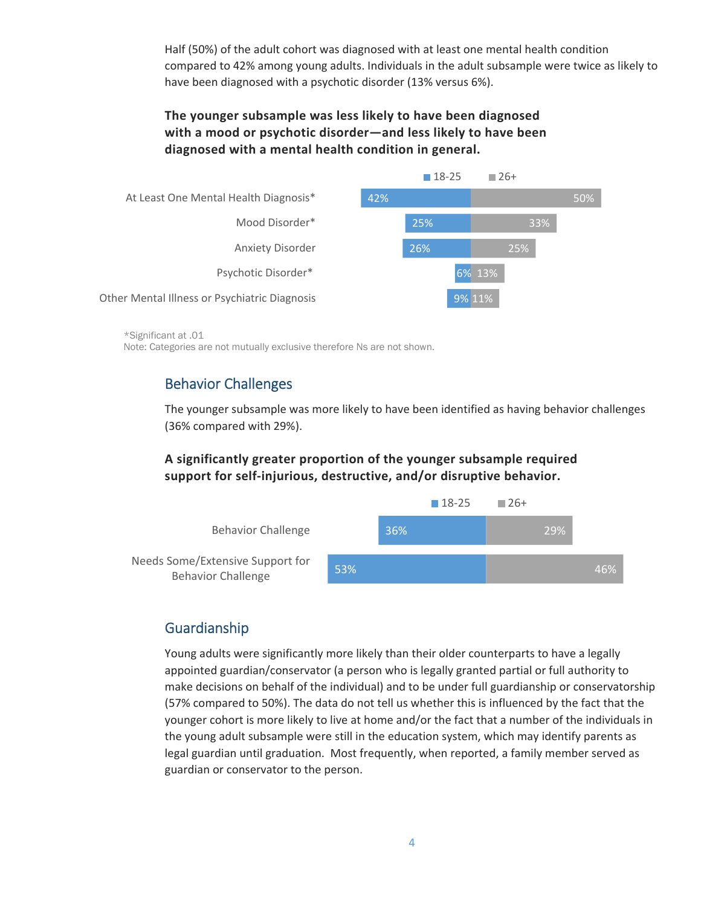Half (50%) of the adult cohort was diagnosed with at least one mental health condition compared to 42% among young adults. Individuals in the adult subsample were twice as likely to have been diagnosed with a psychotic disorder (13% versus 6%).

**The younger subsample was less likely to have been diagnosed with a mood or psychotic disorder—and less likely to have been diagnosed with a mental health condition in general.**

| | 18-25 | 26+ |
|---|---|---|
| At Least One Mental Health Diagnosis* | 42% | 50% |
| Mood Disorder* | 25% | 33% |
| Anxiety Disorder | 26% | 25% |
| Psychotic Disorder* | 6% | 13% |
| Other Mental Illness or Psychiatric Diagnosis | 9% | 11% |

*Significant at .01
Note: Categories are not mutually exclusive therefore Ns are not shown.

## Behavior Challenges

The younger subsample was more likely to have been identified as having behavior challenges (36% compared with 29%).

**A significantly greater proportion of the younger subsample required support for self-injurious, destructive, and/or disruptive behavior.**

| | 18-25 | 26+ |
|---|---|---|
| Behavior Challenge | 36% | 29% |
| Needs Some/Extensive Support for Behavior Challenge | 53% | 46% |

## Guardianship

Young adults were significantly more likely than their older counterparts to have a legally appointed guardian/conservator (a person who is legally granted partial or full authority to make decisions on behalf of the individual) and to be under full guardianship or conservatorship (57% compared to 50%). The data do not tell us whether this is influenced by the fact that the younger cohort is more likely to live at home and/or the fact that a number of the individuals in the young adult subsample were still in the education system, which may identify parents as legal guardian until graduation. Most frequently, when reported, a family member served as guardian or conservator to the person.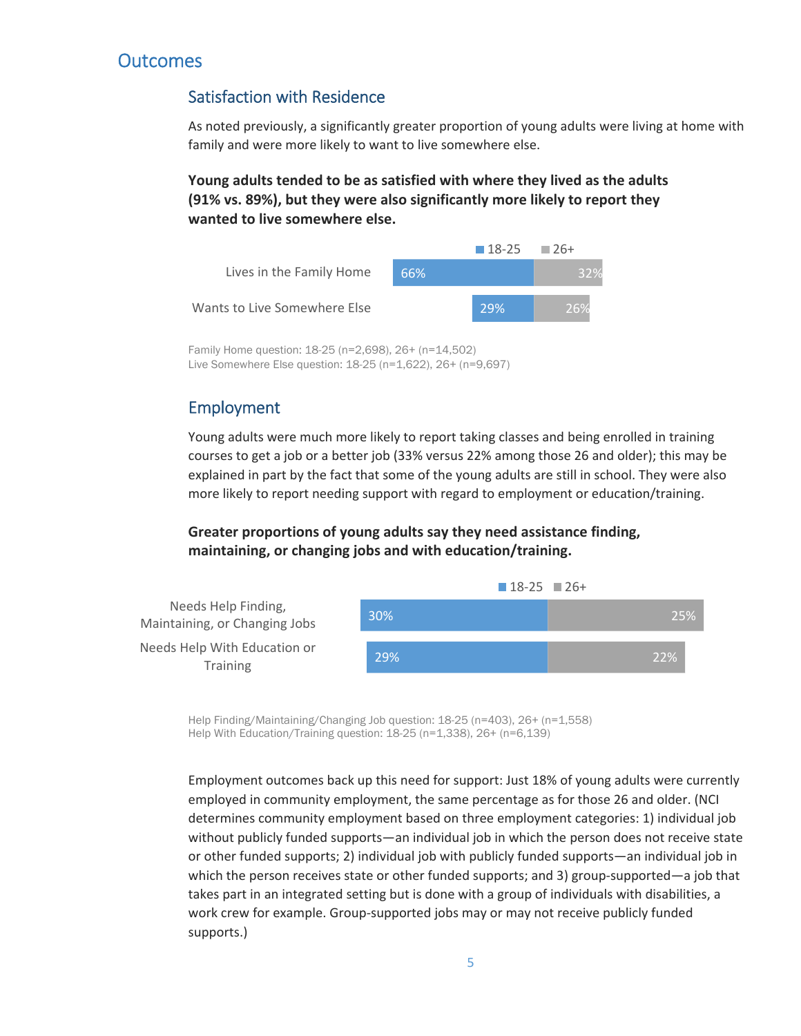## Outcomes

### Satisfaction with Residence

As noted previously, a significantly greater proportion of young adults were living at home with family and were more likely to want to live somewhere else.

**Young adults tended to be as satisfied with where they lived as the adults (91% vs. 89%), but they were also significantly more likely to report they wanted to live somewhere else.**

| | 18-25 | 26+ |
|---|---|---|
| Lives in the Family Home | 66% | 32% |
| Wants to Live Somewhere Else | 29% | 26% |

Family Home question: 18-25 (n=2,698), 26+ (n=14,502)
Live Somewhere Else question: 18-25 (n=1,622), 26+ (n=9,697)

### Employment

Young adults were much more likely to report taking classes and being enrolled in training courses to get a job or a better job (33% versus 22% among those 26 and older); this may be explained in part by the fact that some of the young adults are still in school. They were also more likely to report needing support with regard to employment or education/training.

**Greater proportions of young adults say they need assistance finding, maintaining, or changing jobs and with education/training.**

| | 18-25 | 26+ |
|---|---|---|
| Needs Help Finding, Maintaining, or Changing Jobs | 30% | 25% |
| Needs Help With Education or Training | 29% | 22% |

Help Finding/Maintaining/Changing Job question: 18-25 (n=403), 26+ (n=1,558)
Help With Education/Training question: 18-25 (n=1,338), 26+ (n=6,139)

Employment outcomes back up this need for support: Just 18% of young adults were currently employed in community employment, the same percentage as for those 26 and older. (NCI determines community employment based on three employment categories: 1) individual job without publicly funded supports—an individual job in which the person does not receive state or other funded supports; 2) individual job with publicly funded supports—an individual job in which the person receives state or other funded supports; and 3) group-supported—a job that takes part in an integrated setting but is done with a group of individuals with disabilities, a work crew for example. Group-supported jobs may or may not receive publicly funded supports.)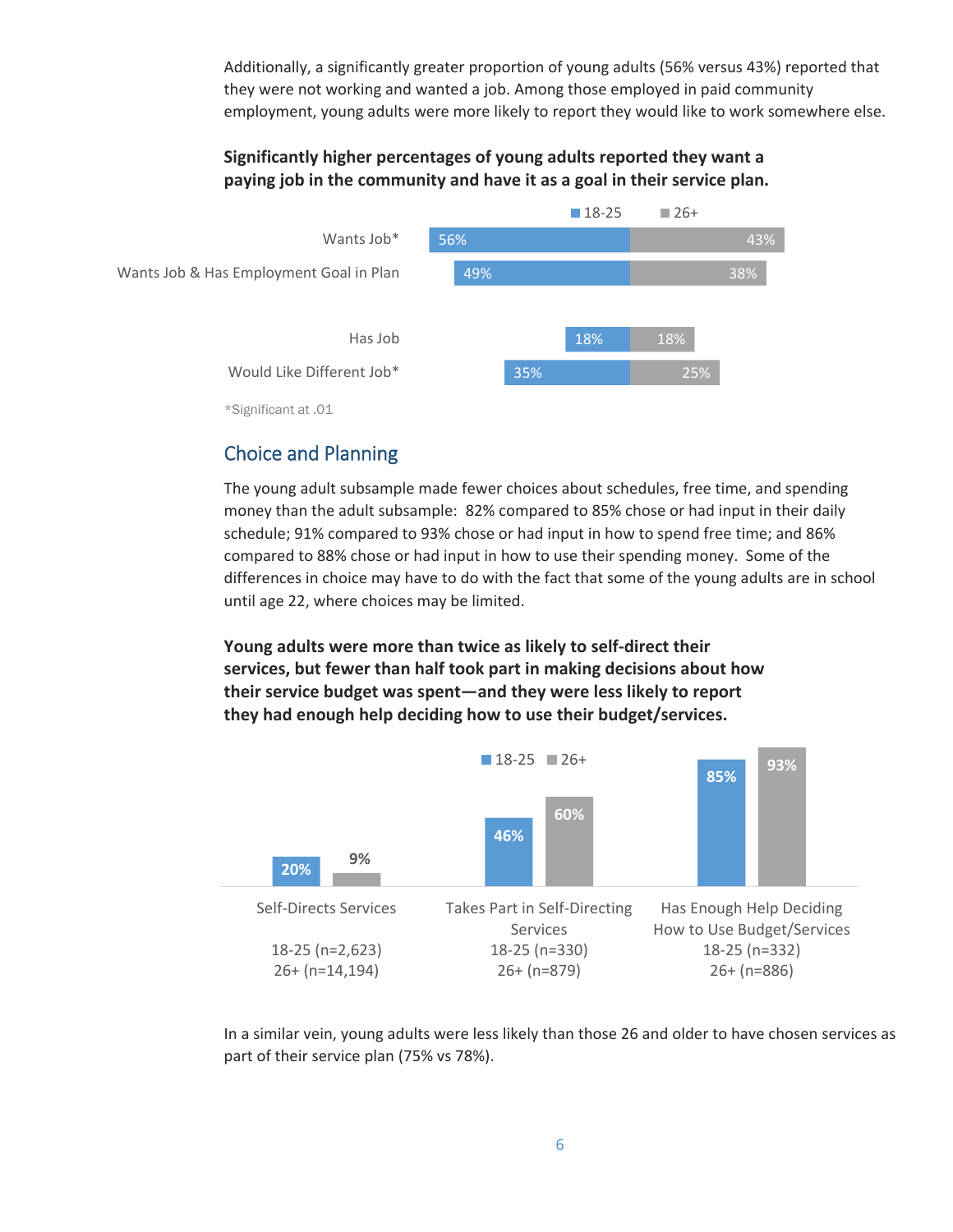Additionally, a significantly greater proportion of young adults (56% versus 43%) reported that they were not working and wanted a job. Among those employed in paid community employment, young adults were more likely to report they would like to work somewhere else.

**Significantly higher percentages of young adults reported they want a paying job in the community and have it as a goal in their service plan.**

| | 18-25 | 26+ |
|---|---|---|
| Wants Job* | 56% | 43% |
| Wants Job & Has Employment Goal in Plan | 49% | 38% |
| Has Job | 18% | 18% |
| Would Like Different Job* | 35% | 25% |

*Significant at .01

## Choice and Planning

The young adult subsample made fewer choices about schedules, free time, and spending money than the adult subsample: 82% compared to 85% chose or had input in their daily schedule; 91% compared to 93% chose or had input in how to spend free time; and 86% compared to 88% chose or had input in how to use their spending money. Some of the differences in choice may have to do with the fact that some of the young adults are in school until age 22, where choices may be limited.

**Young adults were more than twice as likely to self-direct their services, but fewer than half took part in making decisions about how their service budget was spent—and they were less likely to report they had enough help deciding how to use their budget/services.**

| | 18-25 | 26+ |
|---|---|---|
| Self-Directs Services (18-25 (n=2,623); 26+ (n=14,194)) | 20% | 9% |
| Takes Part in Self-Directing Services (18-25 (n=330); 26+ (n=879)) | 46% | 60% |
| Has Enough Help Deciding How to Use Budget/Services (18-25 (n=332); 26+ (n=886)) | 85% | 93% |

In a similar vein, young adults were less likely than those 26 and older to have chosen services as part of their service plan (75% vs 78%).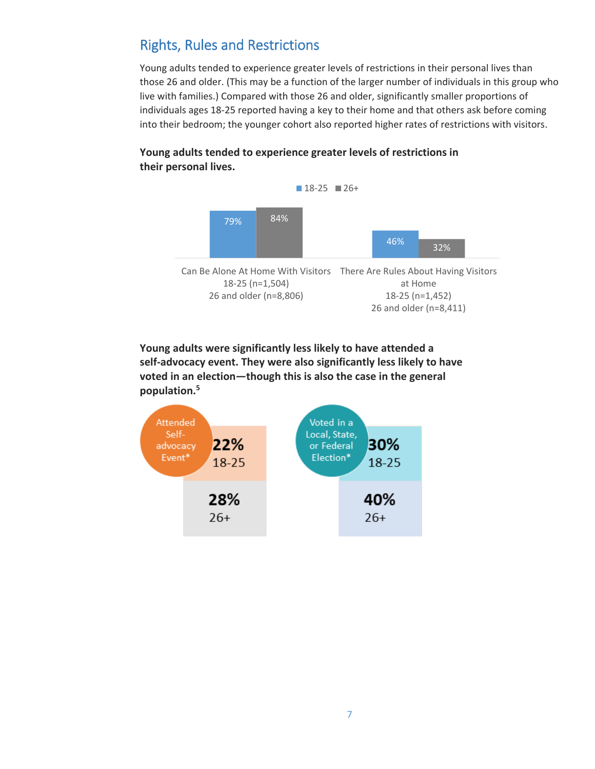## Rights, Rules and Restrictions

Young adults tended to experience greater levels of restrictions in their personal lives than those 26 and older. (This may be a function of the larger number of individuals in this group who live with families.) Compared with those 26 and older, significantly smaller proportions of individuals ages 18-25 reported having a key to their home and that others ask before coming into their bedroom; the younger cohort also reported higher rates of restrictions with visitors.

**Young adults tended to experience greater levels of restrictions in their personal lives.**

| | 18-25 | 26+ |
|---|---|---|
| Can Be Alone At Home With Visitors<br>18-25 (n=1,504)<br>26 and older (n=8,806) | 79% | 84% |
| There Are Rules About Having Visitors at Home<br>18-25 (n=1,452)<br>26 and older (n=8,411) | 46% | 32% |

**Young adults were significantly less likely to have attended a self-advocacy event. They were also significantly less likely to have voted in an election—though this is also the case in the general population.**[5]

| | 18-25 | 26+ |
|---|---|---|
| Attended Self-advocacy Event* | 22% | 28% |
| Voted in a Local, State, or Federal Election* | 30% | 40% |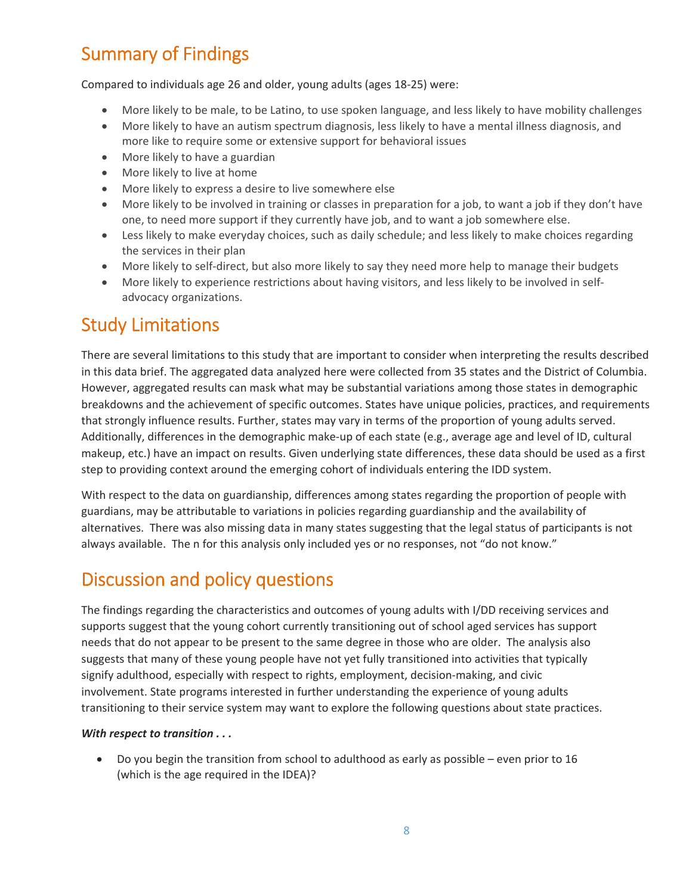## Summary of Findings

Compared to individuals age 26 and older, young adults (ages 18-25) were:

- More likely to be male, to be Latino, to use spoken language, and less likely to have mobility challenges
- More likely to have an autism spectrum diagnosis, less likely to have a mental illness diagnosis, and more like to require some or extensive support for behavioral issues
- More likely to have a guardian
- More likely to live at home
- More likely to express a desire to live somewhere else
- More likely to be involved in training or classes in preparation for a job, to want a job if they don't have one, to need more support if they currently have job, and to want a job somewhere else.
- Less likely to make everyday choices, such as daily schedule; and less likely to make choices regarding the services in their plan
- More likely to self-direct, but also more likely to say they need more help to manage their budgets
- More likely to experience restrictions about having visitors, and less likely to be involved in self-advocacy organizations.

## Study Limitations

There are several limitations to this study that are important to consider when interpreting the results described in this data brief. The aggregated data analyzed here were collected from 35 states and the District of Columbia. However, aggregated results can mask what may be substantial variations among those states in demographic breakdowns and the achievement of specific outcomes. States have unique policies, practices, and requirements that strongly influence results. Further, states may vary in terms of the proportion of young adults served. Additionally, differences in the demographic make-up of each state (e.g., average age and level of ID, cultural makeup, etc.) have an impact on results. Given underlying state differences, these data should be used as a first step to providing context around the emerging cohort of individuals entering the IDD system.

With respect to the data on guardianship, differences among states regarding the proportion of people with guardians, may be attributable to variations in policies regarding guardianship and the availability of alternatives. There was also missing data in many states suggesting that the legal status of participants is not always available. The n for this analysis only included yes or no responses, not "do not know."

## Discussion and policy questions

The findings regarding the characteristics and outcomes of young adults with I/DD receiving services and supports suggest that the young cohort currently transitioning out of school aged services has support needs that do not appear to be present to the same degree in those who are older. The analysis also suggests that many of these young people have not yet fully transitioned into activities that typically signify adulthood, especially with respect to rights, employment, decision-making, and civic involvement. State programs interested in further understanding the experience of young adults transitioning to their service system may want to explore the following questions about state practices.

***With respect to transition . . .***

- Do you begin the transition from school to adulthood as early as possible – even prior to 16 (which is the age required in the IDEA)?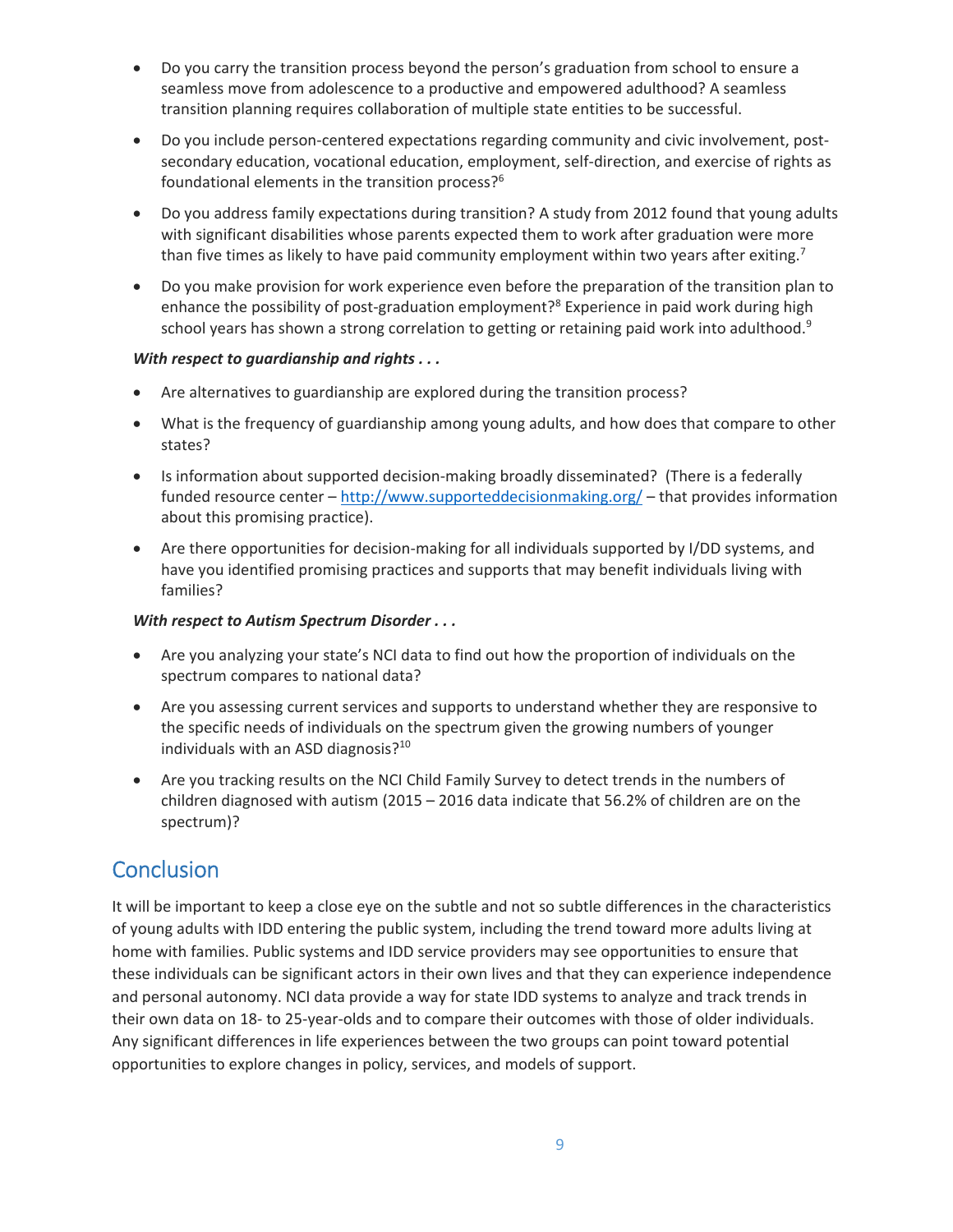- Do you carry the transition process beyond the person's graduation from school to ensure a seamless move from adolescence to a productive and empowered adulthood? A seamless transition planning requires collaboration of multiple state entities to be successful.
- Do you include person-centered expectations regarding community and civic involvement, post-secondary education, vocational education, employment, self-direction, and exercise of rights as foundational elements in the transition process?[6]
- Do you address family expectations during transition? A study from 2012 found that young adults with significant disabilities whose parents expected them to work after graduation were more than five times as likely to have paid community employment within two years after exiting.[7]
- Do you make provision for work experience even before the preparation of the transition plan to enhance the possibility of post-graduation employment?[8] Experience in paid work during high school years has shown a strong correlation to getting or retaining paid work into adulthood.[9]

***With respect to guardianship and rights . . .***

- Are alternatives to guardianship are explored during the transition process?
- What is the frequency of guardianship among young adults, and how does that compare to other states?
- Is information about supported decision-making broadly disseminated? (There is a federally funded resource center – http://www.supporteddecisionmaking.org/ – that provides information about this promising practice).
- Are there opportunities for decision-making for all individuals supported by I/DD systems, and have you identified promising practices and supports that may benefit individuals living with families?

***With respect to Autism Spectrum Disorder . . .***

- Are you analyzing your state's NCI data to find out how the proportion of individuals on the spectrum compares to national data?
- Are you assessing current services and supports to understand whether they are responsive to the specific needs of individuals on the spectrum given the growing numbers of younger individuals with an ASD diagnosis?[10]
- Are you tracking results on the NCI Child Family Survey to detect trends in the numbers of children diagnosed with autism (2015 – 2016 data indicate that 56.2% of children are on the spectrum)?

## Conclusion

It will be important to keep a close eye on the subtle and not so subtle differences in the characteristics of young adults with IDD entering the public system, including the trend toward more adults living at home with families. Public systems and IDD service providers may see opportunities to ensure that these individuals can be significant actors in their own lives and that they can experience independence and personal autonomy. NCI data provide a way for state IDD systems to analyze and track trends in their own data on 18- to 25-year-olds and to compare their outcomes with those of older individuals. Any significant differences in life experiences between the two groups can point toward potential opportunities to explore changes in policy, services, and models of support.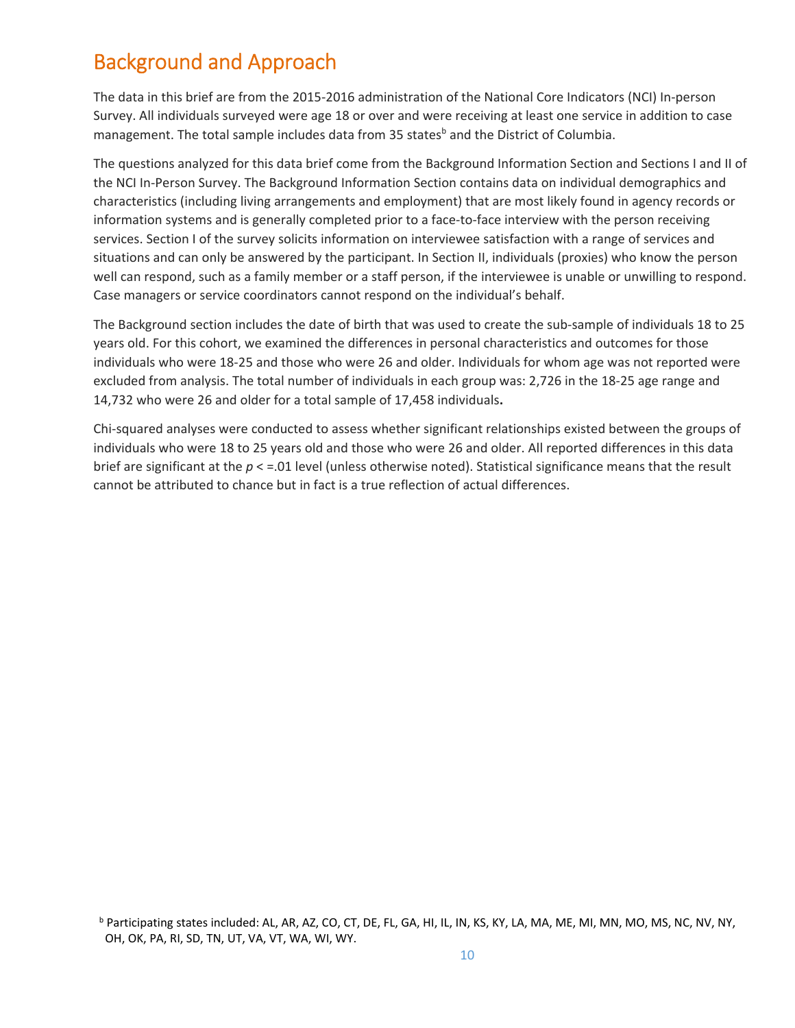## Background and Approach

The data in this brief are from the 2015-2016 administration of the National Core Indicators (NCI) In-person Survey. All individuals surveyed were age 18 or over and were receiving at least one service in addition to case management. The total sample includes data from 35 states[b] and the District of Columbia.

The questions analyzed for this data brief come from the Background Information Section and Sections I and II of the NCI In-Person Survey. The Background Information Section contains data on individual demographics and characteristics (including living arrangements and employment) that are most likely found in agency records or information systems and is generally completed prior to a face-to-face interview with the person receiving services. Section I of the survey solicits information on interviewee satisfaction with a range of services and situations and can only be answered by the participant. In Section II, individuals (proxies) who know the person well can respond, such as a family member or a staff person, if the interviewee is unable or unwilling to respond. Case managers or service coordinators cannot respond on the individual's behalf.

The Background section includes the date of birth that was used to create the sub-sample of individuals 18 to 25 years old. For this cohort, we examined the differences in personal characteristics and outcomes for those individuals who were 18-25 and those who were 26 and older. Individuals for whom age was not reported were excluded from analysis. The total number of individuals in each group was: 2,726 in the 18-25 age range and 14,732 who were 26 and older for a total sample of 17,458 individuals**.**

Chi-squared analyses were conducted to assess whether significant relationships existed between the groups of individuals who were 18 to 25 years old and those who were 26 and older. All reported differences in this data brief are significant at the $p <= .01$ level (unless otherwise noted). Statistical significance means that the result cannot be attributed to chance but in fact is a true reflection of actual differences.

[b] Participating states included: AL, AR, AZ, CO, CT, DE, FL, GA, HI, IL, IN, KS, KY, LA, MA, ME, MI, MN, MO, MS, NC, NV, NY, OH, OK, PA, RI, SD, TN, UT, VA, VT, WA, WI, WY.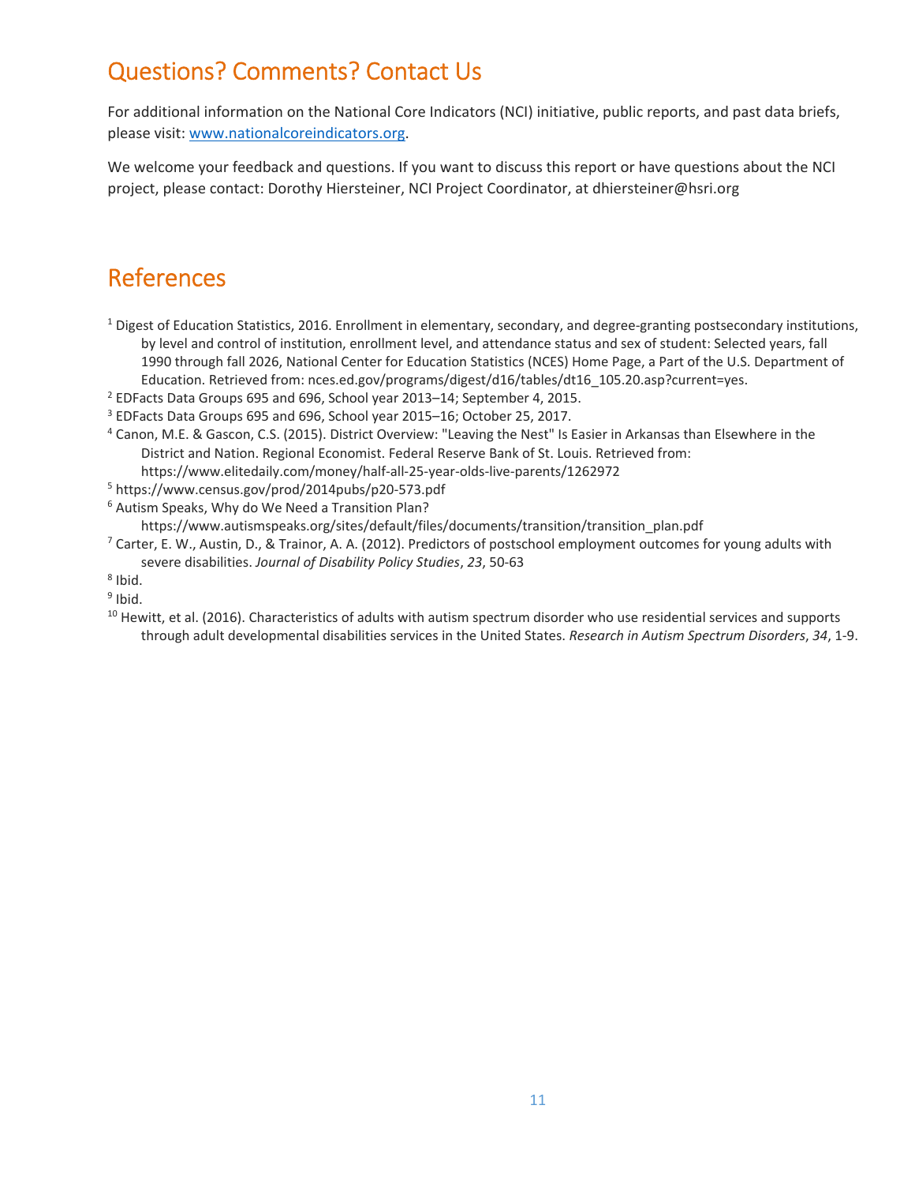## Questions? Comments? Contact Us

For additional information on the National Core Indicators (NCI) initiative, public reports, and past data briefs, please visit: www.nationalcoreindicators.org.

We welcome your feedback and questions. If you want to discuss this report or have questions about the NCI project, please contact: Dorothy Hiersteiner, NCI Project Coordinator, at dhiersteiner@hsri.org

## References

[1] Digest of Education Statistics, 2016. Enrollment in elementary, secondary, and degree-granting postsecondary institutions, by level and control of institution, enrollment level, and attendance status and sex of student: Selected years, fall 1990 through fall 2026, National Center for Education Statistics (NCES) Home Page, a Part of the U.S. Department of Education. Retrieved from: nces.ed.gov/programs/digest/d16/tables/dt16_105.20.asp?current=yes.

[2] EDFacts Data Groups 695 and 696, School year 2013–14; September 4, 2015.

[3] EDFacts Data Groups 695 and 696, School year 2015–16; October 25, 2017.

[4] Canon, M.E. & Gascon, C.S. (2015). District Overview: "Leaving the Nest" Is Easier in Arkansas than Elsewhere in the District and Nation. Regional Economist. Federal Reserve Bank of St. Louis. Retrieved from: https://www.elitedaily.com/money/half-all-25-year-olds-live-parents/1262972

[5] https://www.census.gov/prod/2014pubs/p20-573.pdf

[6] Autism Speaks, Why do We Need a Transition Plan? https://www.autismspeaks.org/sites/default/files/docs/transition/transition_plan.pdf

[7] Carter, E. W., Austin, D., & Trainor, A. A. (2012). Predictors of postschool employment outcomes for young adults with severe disabilities. *Journal of Disability Policy Studies*, *23*, 50-63

[8] Ibid.

[9] Ibid.

[10] Hewitt, et al. (2016). Characteristics of adults with autism spectrum disorder who use residential services and supports through adult developmental disabilities services in the United States. *Research in Autism Spectrum Disorders*, *34*, 1-9.